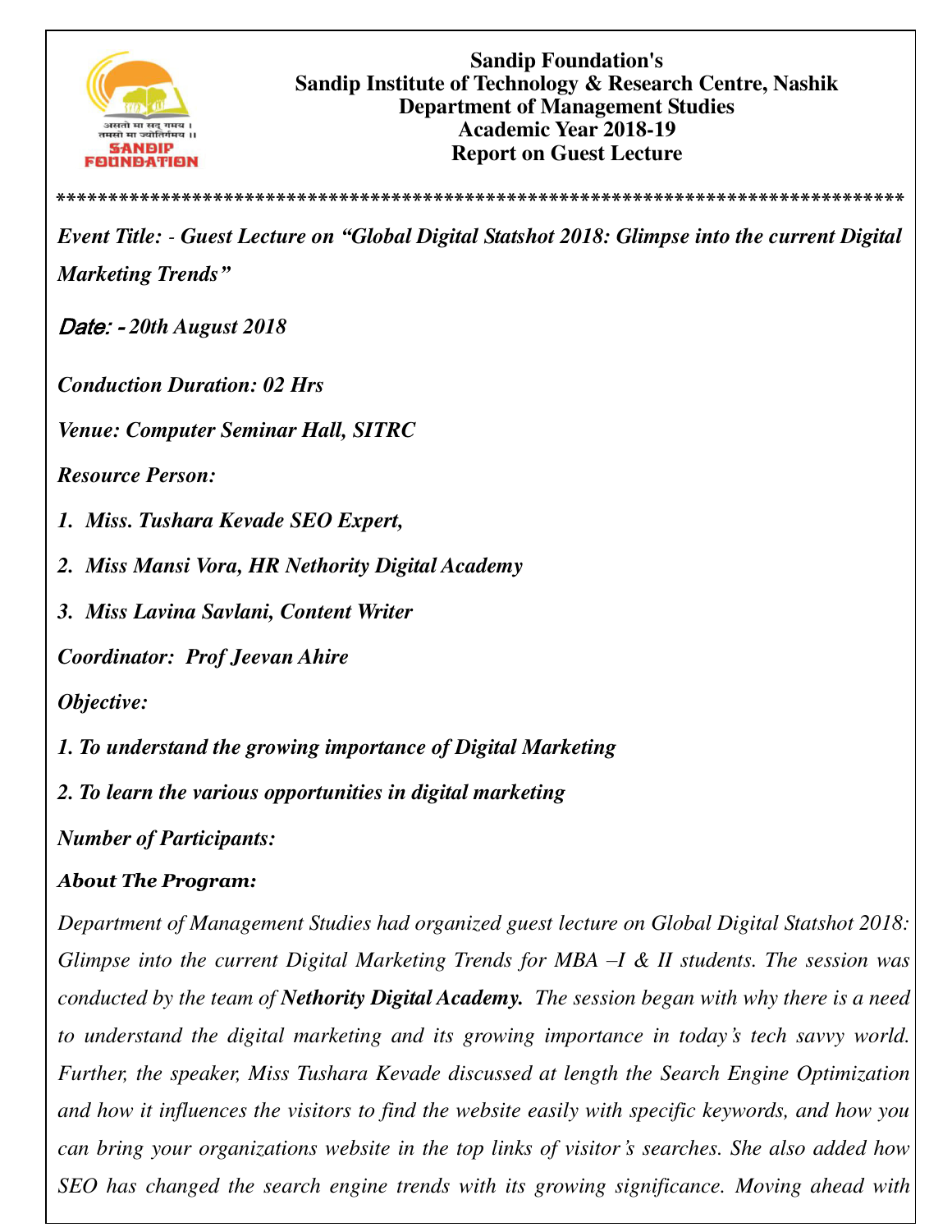**Sandip Foundation's**
**Sandip Institute of Technology & Research Centre, Nashik**
**Department of Management Studies**
**Academic Year 2018-19**
**Report on Guest Lecture**

*******************************************************************************

***Event Title: - Guest Lecture on "Global Digital Statshot 2018: Glimpse into the current Digital Marketing Trends"***

***Date: - 20th August 2018***

***Conduction Duration: 02 Hrs***

***Venue: Computer Seminar Hall, SITRC***

***Resource Person:***

1. ***Miss. Tushara Kevade SEO Expert,***
2. ***Miss Mansi Vora, HR Nethority Digital Academy***
3. ***Miss Lavina Savlani, Content Writer***

***Coordinator: Prof Jeevan Ahire***

***Objective:***

***1. To understand the growing importance of Digital Marketing***

***2. To learn the various opportunities in digital marketing***

***Number of Participants:***

***About The Program:***

*Department of Management Studies had organized guest lecture on Global Digital Statshot 2018: Glimpse into the current Digital Marketing Trends for MBA –I & II students. The session was conducted by the team of* ***Nethority Digital Academy.*** *The session began with why there is a need to understand the digital marketing and its growing importance in today's tech savvy world. Further, the speaker, Miss Tushara Kevade discussed at length the Search Engine Optimization and how it influences the visitors to find the website easily with specific keywords, and how you can bring your organizations website in the top links of visitor's searches. She also added how SEO has changed the search engine trends with its growing significance. Moving ahead with*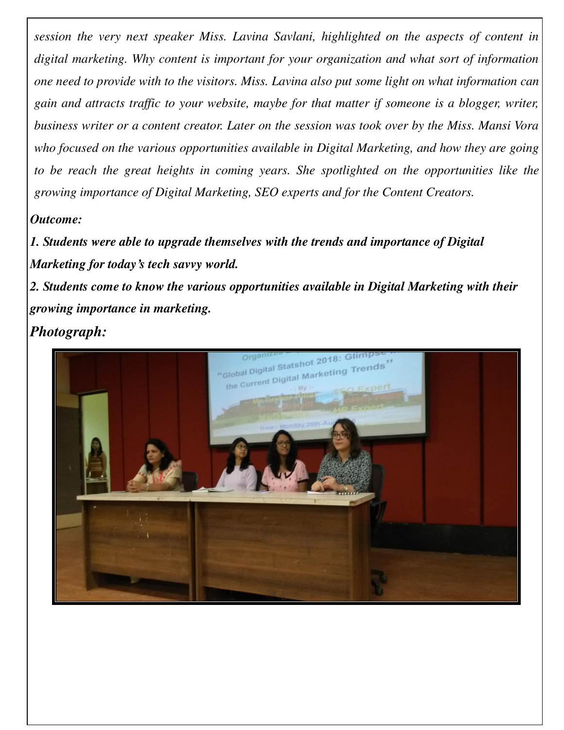*session the very next speaker Miss. Lavina Savlani, highlighted on the aspects of content in digital marketing. Why content is important for your organization and what sort of information one need to provide with to the visitors. Miss. Lavina also put some light on what information can gain and attracts traffic to your website, maybe for that matter if someone is a blogger, writer, business writer or a content creator. Later on the session was took over by the Miss. Mansi Vora who focused on the various opportunities available in Digital Marketing, and how they are going to be reach the great heights in coming years. She spotlighted on the opportunities like the growing importance of Digital Marketing, SEO experts and for the Content Creators.*

***Outcome:***

***1. Students were able to upgrade themselves with the trends and importance of Digital Marketing for today's tech savvy world.***

***2. Students come to know the various opportunities available in Digital Marketing with their growing importance in marketing.***

***Photograph:***